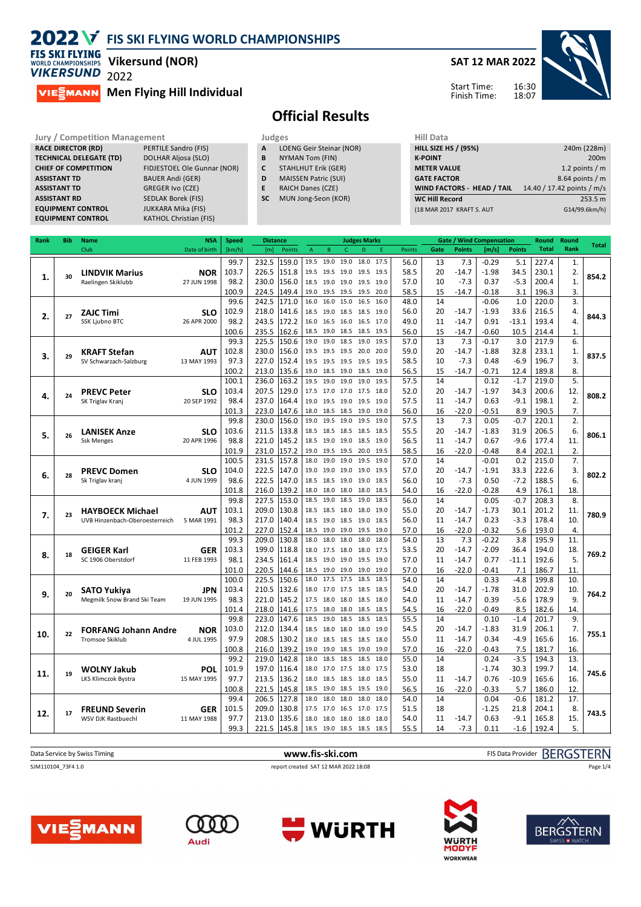# 2022 FIS SKI FLYING WORLD CHAMPIONSHIPS

## Vikersund (NOR) 2022

## Men Flying Hill Individual

**SAT 12 MAR 2022**

Start Time: 16:30
Finish Time: 18:07

# Official Results

| Jury / Competition Management | |
|---|---|
| RACE DIRECTOR (RD) | PERTILE Sandro (FIS) |
| TECHNICAL DELEGATE (TD) | DOLHAR Aljosa (SLO) |
| CHIEF OF COMPETITION | FIDJESTOEL Ole Gunnar (NOR) |
| ASSISTANT TD | BAUER Andi (GER) |
| ASSISTANT TD | GREGER Ivo (CZE) |
| ASSISTANT RD | SEDLAK Borek (FIS) |
| EQUIPMENT CONTROL | JUKKARA Mika (FIS) |
| EQUIPMENT CONTROL | KATHOL Christian (FIS) |

| Judges | |
|---|---|
| A | LOENG Geir Steinar (NOR) |
| B | NYMAN Tom (FIN) |
| C | STAHLHUT Erik (GER) |
| D | MAISSEN Patric (SUI) |
| E | RAICH Danes (CZE) |
| SC | MUN Jong-Seon (KOR) |

| Hill Data | |
|---|---|
| HILL SIZE HS / (95%) | 240m (228m) |
| K-POINT | 200m |
| METER VALUE | 1.2 points / m |
| GATE FACTOR | 8.64 points / m |
| WIND FACTORS - HEAD / TAIL | 14.40 / 17.42 points / m/s |
| WC Hill Record | 253.5 m |
| (18 MAR 2017 KRAFT S. AUT | G14/99.6km/h) |

| Rank | Bib | Name / Club | NSA / Date of birth | Speed [km/h] | Distance [m] | Distance Points | A | B | C | D | E | Judges Points | Gate | Gate Points | Wind [m/s] | Wind Points | Round Total | Round Rank | Total |
|---|---|---|---|---|---|---|---|---|---|---|---|---|---|---|---|---|---|---|---|
| 1. | 30 | LINDVIK Marius / Raelingen Skiklubb | NOR / 27 JUN 1998 | 99.7 | 232.5 | 159.0 | 19.5 | 19.0 | 19.0 | 18.0 | 17.5 | 56.0 | 13 | 7.3 | -0.29 | 5.1 | 227.4 | 1. | 854.2 |
| | | | | 103.7 | 226.5 | 151.8 | 19.5 | 19.5 | 19.0 | 19.5 | 19.5 | 58.5 | 20 | -14.7 | -1.98 | 34.5 | 230.1 | 2. | |
| | | | | 98.2 | 230.0 | 156.0 | 18.5 | 19.0 | 19.0 | 19.5 | 19.0 | 57.0 | 10 | -7.3 | 0.37 | -5.3 | 200.4 | 1. | |
| | | | | 100.9 | 224.5 | 149.4 | 19.0 | 19.5 | 19.5 | 19.5 | 20.0 | 58.5 | 15 | -14.7 | -0.18 | 3.1 | 196.3 | 3. | |
| 2. | 27 | ZAJC Timi / SSK Ljubno BTC | SLO / 26 APR 2000 | 99.6 | 242.5 | 171.0 | 16.0 | 16.0 | 15.0 | 16.5 | 16.0 | 48.0 | 14 | | -0.06 | 1.0 | 220.0 | 3. | 844.3 |
| | | | | 102.9 | 218.0 | 141.6 | 18.5 | 19.0 | 18.5 | 18.5 | 19.0 | 56.0 | 20 | -14.7 | -1.93 | 33.6 | 216.5 | 4. | |
| | | | | 98.2 | 243.5 | 172.2 | 16.0 | 16.5 | 16.0 | 16.5 | 17.0 | 49.0 | 11 | -14.7 | 0.91 | -13.1 | 193.4 | 4. | |
| | | | | 100.6 | 235.5 | 162.6 | 18.5 | 19.0 | 18.5 | 18.5 | 19.5 | 56.0 | 15 | -14.7 | -0.60 | 10.5 | 214.4 | 1. | |
| 3. | 29 | KRAFT Stefan / SV Schwarzach-Salzburg | AUT / 13 MAY 1993 | 99.3 | 225.5 | 150.6 | 19.0 | 19.0 | 18.5 | 19.0 | 19.5 | 57.0 | 13 | 7.3 | -0.17 | 3.0 | 217.9 | 6. | 837.5 |
| | | | | 102.8 | 230.0 | 156.0 | 19.5 | 19.5 | 19.5 | 20.0 | 20.0 | 59.0 | 20 | -14.7 | -1.88 | 32.8 | 233.1 | 1. | |
| | | | | 97.3 | 227.0 | 152.4 | 19.5 | 19.5 | 19.5 | 19.5 | 19.5 | 58.5 | 10 | -7.3 | 0.48 | -6.9 | 196.7 | 3. | |
| | | | | 100.2 | 213.0 | 135.6 | 19.0 | 18.5 | 19.0 | 18.5 | 19.0 | 56.5 | 15 | -14.7 | -0.71 | 12.4 | 189.8 | 8. | |
| 4. | 24 | PREVC Peter / SK Triglav Kranj | SLO / 20 SEP 1992 | 100.1 | 236.0 | 163.2 | 19.5 | 19.0 | 19.0 | 19.0 | 19.5 | 57.5 | 14 | | 0.12 | -1.7 | 219.0 | 5. | 808.2 |
| | | | | 103.4 | 207.5 | 129.0 | 17.5 | 17.0 | 17.0 | 17.5 | 18.0 | 52.0 | 20 | -14.7 | -1.97 | 34.3 | 200.6 | 12. | |
| | | | | 98.4 | 237.0 | 164.4 | 19.0 | 19.5 | 19.0 | 19.5 | 19.0 | 57.5 | 11 | -14.7 | 0.63 | -9.1 | 198.1 | 2. | |
| | | | | 101.3 | 223.0 | 147.6 | 18.0 | 18.5 | 18.5 | 19.0 | 19.0 | 56.0 | 16 | -22.0 | -0.51 | 8.9 | 190.5 | 7. | |
| 5. | 26 | LANISEK Anze / Ssk Menges | SLO / 20 APR 1996 | 99.8 | 230.0 | 156.0 | 19.0 | 19.5 | 19.0 | 19.5 | 19.0 | 57.5 | 13 | 7.3 | 0.05 | -0.7 | 220.1 | 2. | 806.1 |
| | | | | 103.6 | 211.5 | 133.8 | 18.5 | 18.5 | 18.5 | 18.5 | 18.5 | 55.5 | 20 | -14.7 | -1.83 | 31.9 | 206.5 | 6. | |
| | | | | 98.8 | 221.0 | 145.2 | 18.5 | 19.0 | 19.0 | 18.5 | 19.0 | 56.5 | 11 | -14.7 | 0.67 | -9.6 | 177.4 | 11. | |
| | | | | 101.9 | 231.0 | 157.2 | 19.0 | 19.5 | 19.5 | 20.0 | 19.5 | 58.5 | 16 | -22.0 | -0.48 | 8.4 | 202.1 | 2. | |
| 6. | 28 | PREVC Domen / Sk Triglav kranj | SLO / 4 JUN 1999 | 100.5 | 231.5 | 157.8 | 18.0 | 19.0 | 19.0 | 19.5 | 19.0 | 57.0 | 14 | | -0.01 | 0.2 | 215.0 | 7. | 802.2 |
| | | | | 104.0 | 222.5 | 147.0 | 19.0 | 19.0 | 19.0 | 19.0 | 19.5 | 57.0 | 20 | -14.7 | -1.91 | 33.3 | 222.6 | 3. | |
| | | | | 98.6 | 222.5 | 147.0 | 18.5 | 18.5 | 19.0 | 19.0 | 18.5 | 56.0 | 10 | -7.3 | 0.50 | -7.2 | 188.5 | 6. | |
| | | | | 101.8 | 216.0 | 139.2 | 18.0 | 18.0 | 18.0 | 18.0 | 18.5 | 54.0 | 16 | -22.0 | -0.28 | 4.9 | 176.1 | 18. | |
| 7. | 23 | HAYBOECK Michael / UVB Hinzenbach-Oberoesterreich | AUT / 5 MAR 1991 | 99.8 | 227.5 | 153.0 | 18.5 | 19.0 | 18.5 | 19.0 | 18.5 | 56.0 | 14 | | 0.05 | -0.7 | 208.3 | 8. | 780.9 |
| | | | | 103.1 | 209.0 | 130.8 | 18.5 | 18.5 | 18.0 | 18.0 | 19.0 | 55.0 | 20 | -14.7 | -1.73 | 30.1 | 201.2 | 11. | |
| | | | | 98.3 | 217.0 | 140.4 | 18.5 | 19.0 | 18.5 | 19.0 | 18.5 | 56.0 | 11 | -14.7 | 0.23 | -3.3 | 178.4 | 10. | |
| | | | | 101.2 | 227.0 | 152.4 | 18.5 | 19.0 | 19.0 | 19.5 | 19.0 | 57.0 | 16 | -22.0 | -0.32 | 5.6 | 193.0 | 4. | |
| 8. | 18 | GEIGER Karl / SC 1906 Oberstdorf | GER / 11 FEB 1993 | 99.3 | 209.0 | 130.8 | 18.0 | 18.0 | 18.0 | 18.0 | 18.0 | 54.0 | 13 | 7.3 | -0.22 | 3.8 | 195.9 | 11. | 769.2 |
| | | | | 103.3 | 199.0 | 118.8 | 18.0 | 17.5 | 18.0 | 18.0 | 17.5 | 53.5 | 20 | -14.7 | -2.09 | 36.4 | 194.0 | 18. | |
| | | | | 98.1 | 234.5 | 161.4 | 19.0 | 19.0 | 19.0 | 19.5 | 19.0 | 57.0 | 11 | -14.7 | 0.77 | -11.1 | 192.6 | 5. | |
| | | | | 101.0 | 220.5 | 144.6 | 18.5 | 19.0 | 19.0 | 19.0 | 19.0 | 57.0 | 16 | -22.0 | -0.41 | 7.1 | 186.7 | 11. | |
| 9. | 20 | SATO Yukiya / Megmilk Snow Brand Ski Team | JPN / 19 JUN 1995 | 100.0 | 225.5 | 150.6 | 18.0 | 17.5 | 17.5 | 18.5 | 18.5 | 54.0 | 14 | | 0.33 | -4.8 | 199.8 | 10. | 764.2 |
| | | | | 103.4 | 210.5 | 132.6 | 18.0 | 17.0 | 17.5 | 18.5 | 18.5 | 54.0 | 20 | -14.7 | -1.78 | 31.0 | 202.9 | 10. | |
| | | | | 98.3 | 221.0 | 145.2 | 17.5 | 18.0 | 18.0 | 18.5 | 18.0 | 54.0 | 11 | -14.7 | 0.39 | -5.6 | 178.9 | 9. | |
| | | | | 101.4 | 218.0 | 141.6 | 17.5 | 18.0 | 18.0 | 18.5 | 18.5 | 54.5 | 16 | -22.0 | -0.49 | 8.5 | 182.6 | 14. | |
| 10. | 22 | FORFANG Johann Andre / Tromsoe Skiklub | NOR / 4 JUL 1995 | 99.8 | 223.0 | 147.6 | 18.5 | 19.0 | 18.5 | 18.5 | 18.5 | 55.5 | 14 | | 0.10 | -1.4 | 201.7 | 9. | 755.1 |
| | | | | 103.0 | 212.0 | 134.4 | 18.5 | 18.0 | 18.0 | 18.0 | 19.0 | 54.5 | 20 | -14.7 | -1.83 | 31.9 | 206.1 | 7. | |
| | | | | 97.9 | 208.5 | 130.2 | 18.0 | 18.5 | 18.5 | 18.5 | 18.0 | 55.0 | 11 | -14.7 | 0.34 | -4.9 | 165.6 | 16. | |
| | | | | 100.8 | 216.0 | 139.2 | 19.0 | 19.0 | 18.5 | 19.0 | 19.0 | 57.0 | 16 | -22.0 | -0.43 | 7.5 | 181.7 | 16. | |
| 11. | 19 | WOLNY Jakub / LKS Klimczok Bystra | POL / 15 MAY 1995 | 99.2 | 219.0 | 142.8 | 18.0 | 18.5 | 18.5 | 18.5 | 18.0 | 55.0 | 14 | | 0.24 | -3.5 | 194.3 | 13. | 745.6 |
| | | | | 101.9 | 197.0 | 116.4 | 18.0 | 17.0 | 17.5 | 18.0 | 17.5 | 53.0 | 18 | | -1.74 | 30.3 | 199.7 | 14. | |
| | | | | 97.7 | 213.5 | 136.2 | 18.0 | 18.5 | 18.5 | 18.0 | 18.5 | 55.0 | 11 | -14.7 | 0.76 | -10.9 | 165.6 | 16. | |
| | | | | 100.8 | 221.5 | 145.8 | 18.5 | 19.0 | 18.5 | 19.5 | 19.0 | 56.5 | 16 | -22.0 | -0.33 | 5.7 | 186.0 | 12. | |
| 12. | 17 | FREUND Severin / WSV DJK Rastbuechl | GER / 11 MAY 1988 | 99.4 | 206.5 | 127.8 | 18.0 | 18.0 | 18.0 | 18.0 | 18.0 | 54.0 | 14 | | 0.04 | -0.6 | 181.2 | 17. | 743.5 |
| | | | | 101.5 | 209.0 | 130.8 | 17.5 | 17.0 | 16.5 | 17.0 | 17.5 | 51.5 | 18 | | -1.25 | 21.8 | 204.1 | 8. | |
| | | | | 97.7 | 213.0 | 135.6 | 18.0 | 18.0 | 18.0 | 18.0 | 18.0 | 54.0 | 11 | -14.7 | 0.63 | -9.1 | 165.8 | 15. | |
| | | | | 99.3 | 221.5 | 145.8 | 18.5 | 19.0 | 18.5 | 18.5 | 18.5 | 55.5 | 14 | -7.3 | 0.11 | -1.6 | 192.4 | 5. | |

Data Service by Swiss Timing — www.fis-ski.com — FIS Data Provider BERGSTERN

SJM110104_73F4 1.0 — report created SAT 12 MAR 2022 18:08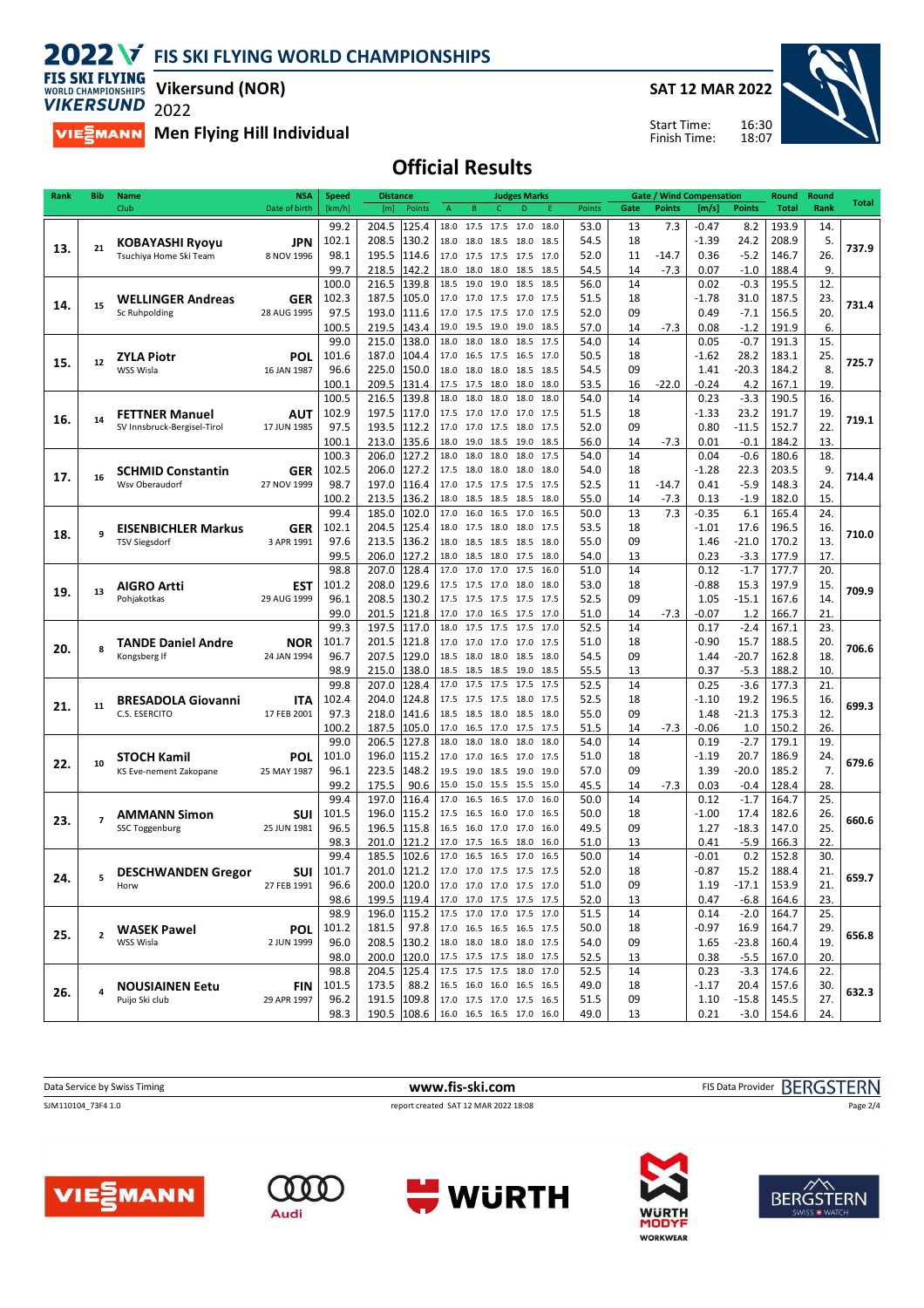# 2022 FIS SKI FLYING WORLD CHAMPIONSHIPS

**Vikersund (NOR)** — SAT 12 MAR 2022

**Men Flying Hill Individual**

Start Time: 16:30
Finish Time: 18:07

## Official Results

| Rank | Bib | Name / Club | NSA / Date of birth | Speed [km/h] | Distance [m] | Distance Points | A | B | C | D | E | Judges Points | Gate | Gate Points | Wind [m/s] | Wind Points | Round Total | Round Rank | Total |
|---|---|---|---|---|---|---|---|---|---|---|---|---|---|---|---|---|---|---|---|
| 13. | 21 | KOBAYASHI Ryoyu / Tsuchiya Home Ski Team | JPN / 8 NOV 1996 | 99.2 | 204.5 | 125.4 | 18.0 | 17.5 | 17.5 | 17.0 | 18.0 | 53.0 | 13 | 7.3 | -0.47 | 8.2 | 193.9 | 14. | 737.9 |
| | | | | 102.1 | 208.5 | 130.2 | 18.0 | 18.0 | 18.5 | 18.0 | 18.5 | 54.5 | 18 | | -1.39 | 24.2 | 208.9 | 5. | |
| | | | | 98.1 | 195.5 | 114.6 | 17.0 | 17.5 | 17.5 | 17.5 | 17.0 | 52.0 | 11 | -14.7 | 0.36 | -5.2 | 146.7 | 26. | |
| | | | | 99.7 | 218.5 | 142.2 | 18.0 | 18.0 | 18.0 | 18.5 | 18.5 | 54.5 | 14 | -7.3 | 0.07 | -1.0 | 188.4 | 9. | |
| 14. | 15 | WELLINGER Andreas / Sc Ruhpolding | GER / 28 AUG 1995 | 100.0 | 216.5 | 139.8 | 18.5 | 19.0 | 19.0 | 18.5 | 18.5 | 56.0 | 14 | | 0.02 | -0.3 | 195.5 | 12. | 731.4 |
| | | | | 102.3 | 187.5 | 105.0 | 17.0 | 17.0 | 17.5 | 17.0 | 17.5 | 51.5 | 18 | | -1.78 | 31.0 | 187.5 | 23. | |
| | | | | 97.5 | 193.0 | 111.6 | 17.0 | 17.5 | 17.5 | 17.0 | 17.5 | 52.0 | 09 | | 0.49 | -7.1 | 156.5 | 20. | |
| | | | | 100.5 | 219.5 | 143.4 | 19.0 | 19.5 | 19.0 | 19.0 | 18.5 | 57.0 | 14 | -7.3 | 0.08 | -1.2 | 191.9 | 6. | |
| 15. | 12 | ZYLA Piotr / WSS Wisla | POL / 16 JAN 1987 | 99.0 | 215.0 | 138.0 | 18.0 | 18.0 | 18.0 | 18.5 | 17.5 | 54.0 | 14 | | 0.05 | -0.7 | 191.3 | 15. | 725.7 |
| | | | | 101.6 | 187.0 | 104.4 | 17.0 | 16.5 | 17.5 | 16.5 | 17.0 | 50.5 | 18 | | -1.62 | 28.2 | 183.1 | 25. | |
| | | | | 96.6 | 225.0 | 150.0 | 18.0 | 18.0 | 18.0 | 18.5 | 18.5 | 54.5 | 09 | | 1.41 | -20.3 | 184.2 | 8. | |
| | | | | 100.1 | 209.5 | 131.4 | 17.5 | 17.5 | 18.0 | 18.0 | 18.0 | 53.5 | 16 | -22.0 | -0.24 | 4.2 | 167.1 | 19. | |
| 16. | 14 | FETTNER Manuel / SV Innsbruck-Bergisel-Tirol | AUT / 17 JUN 1985 | 100.5 | 216.5 | 139.8 | 18.0 | 18.0 | 18.0 | 18.0 | 18.0 | 54.0 | 14 | | 0.23 | -3.3 | 190.5 | 16. | 719.1 |
| | | | | 102.9 | 197.5 | 117.0 | 17.5 | 17.0 | 17.0 | 17.0 | 17.5 | 51.5 | 18 | | -1.33 | 23.2 | 191.7 | 19. | |
| | | | | 97.5 | 193.5 | 112.2 | 17.0 | 17.0 | 17.5 | 18.0 | 17.5 | 52.0 | 09 | | 0.80 | -11.5 | 152.7 | 22. | |
| | | | | 100.1 | 213.0 | 135.6 | 18.0 | 19.0 | 18.5 | 19.0 | 18.5 | 56.0 | 14 | -7.3 | 0.01 | -0.1 | 184.2 | 13. | |
| 17. | 16 | SCHMID Constantin / Wsv Oberaudorf | GER / 27 NOV 1999 | 100.3 | 206.0 | 127.2 | 18.0 | 18.0 | 18.0 | 18.0 | 17.5 | 54.0 | 14 | | 0.04 | -0.6 | 180.6 | 18. | 714.4 |
| | | | | 102.5 | 206.0 | 127.2 | 17.5 | 18.0 | 18.0 | 18.0 | 18.0 | 54.0 | 18 | | -1.28 | 22.3 | 203.5 | 9. | |
| | | | | 98.7 | 197.0 | 116.4 | 17.0 | 17.5 | 17.5 | 17.5 | 17.5 | 52.5 | 11 | -14.7 | 0.41 | -5.9 | 148.3 | 24. | |
| | | | | 100.2 | 213.5 | 136.2 | 18.0 | 18.5 | 18.5 | 18.5 | 18.0 | 55.0 | 14 | -7.3 | 0.13 | -1.9 | 182.0 | 15. | |
| 18. | 9 | EISENBICHLER Markus / TSV Siegsdorf | GER / 3 APR 1991 | 99.4 | 185.0 | 102.0 | 17.0 | 16.0 | 16.5 | 17.0 | 16.5 | 50.0 | 13 | 7.3 | -0.35 | 6.1 | 165.4 | 24. | 710.0 |
| | | | | 102.1 | 204.5 | 125.4 | 18.0 | 17.5 | 18.0 | 18.0 | 17.5 | 53.5 | 18 | | -1.01 | 17.6 | 196.5 | 16. | |
| | | | | 97.6 | 213.5 | 136.2 | 18.0 | 18.5 | 18.5 | 18.5 | 18.0 | 55.0 | 09 | | 1.46 | -21.0 | 170.2 | 13. | |
| | | | | 99.5 | 206.0 | 127.2 | 18.0 | 18.5 | 18.0 | 17.5 | 18.0 | 54.0 | 13 | | 0.23 | -3.3 | 177.9 | 17. | |
| 19. | 13 | AIGRO Artti / Pohjakotkas | EST / 29 AUG 1999 | 98.8 | 207.0 | 128.4 | 17.0 | 17.0 | 17.0 | 17.5 | 16.0 | 51.0 | 14 | | 0.12 | -1.7 | 177.7 | 20. | 709.9 |
| | | | | 101.2 | 208.0 | 129.6 | 17.5 | 17.5 | 17.0 | 18.0 | 18.0 | 53.0 | 18 | | -0.88 | 15.3 | 197.9 | 15. | |
| | | | | 96.1 | 208.5 | 130.2 | 17.5 | 17.5 | 17.5 | 17.5 | 17.5 | 52.5 | 09 | | 1.05 | -15.1 | 167.6 | 14. | |
| | | | | 99.0 | 201.5 | 121.8 | 17.0 | 17.0 | 16.5 | 17.5 | 17.0 | 51.0 | 14 | -7.3 | -0.07 | 1.2 | 166.7 | 21. | |
| 20. | 8 | TANDE Daniel Andre / Kongsberg If | NOR / 24 JAN 1994 | 99.3 | 197.5 | 117.0 | 18.0 | 17.5 | 17.5 | 17.5 | 17.0 | 52.5 | 14 | | 0.17 | -2.4 | 167.1 | 23. | 706.6 |
| | | | | 101.7 | 201.5 | 121.8 | 17.0 | 17.0 | 17.0 | 17.0 | 17.5 | 51.0 | 18 | | -0.90 | 15.7 | 188.5 | 20. | |
| | | | | 96.7 | 207.5 | 129.0 | 18.5 | 18.0 | 18.0 | 18.5 | 18.0 | 54.5 | 09 | | 1.44 | -20.7 | 162.8 | 18. | |
| | | | | 98.9 | 215.0 | 138.0 | 18.5 | 18.5 | 18.5 | 19.0 | 18.5 | 55.5 | 13 | | 0.37 | -5.3 | 188.2 | 10. | |
| 21. | 11 | BRESADOLA Giovanni / C.S. ESERCITO | ITA / 17 FEB 2001 | 99.8 | 207.0 | 128.4 | 17.0 | 17.5 | 17.5 | 17.5 | 17.5 | 52.5 | 14 | | 0.25 | -3.6 | 177.3 | 21. | 699.3 |
| | | | | 102.4 | 204.0 | 124.8 | 17.5 | 17.5 | 17.5 | 18.0 | 17.5 | 52.5 | 18 | | -1.10 | 19.2 | 196.5 | 16. | |
| | | | | 97.3 | 218.0 | 141.6 | 18.5 | 18.5 | 18.0 | 18.5 | 18.0 | 55.0 | 09 | | 1.48 | -21.3 | 175.3 | 12. | |
| | | | | 100.2 | 187.5 | 105.0 | 17.0 | 16.5 | 17.0 | 17.5 | 17.5 | 51.5 | 14 | -7.3 | -0.06 | 1.0 | 150.2 | 26. | |
| 22. | 10 | STOCH Kamil / KS Eve-nement Zakopane | POL / 25 MAY 1987 | 99.0 | 206.5 | 127.8 | 18.0 | 18.0 | 18.0 | 18.0 | 18.0 | 54.0 | 14 | | 0.19 | -2.7 | 179.1 | 19. | 679.6 |
| | | | | 101.0 | 196.0 | 115.2 | 17.0 | 17.0 | 16.5 | 17.0 | 17.5 | 51.0 | 18 | | -1.19 | 20.7 | 186.9 | 24. | |
| | | | | 96.1 | 223.5 | 148.2 | 19.5 | 19.0 | 18.5 | 19.0 | 19.0 | 57.0 | 09 | | 1.39 | -20.0 | 185.2 | 7. | |
| | | | | 99.2 | 175.5 | 90.6 | 15.0 | 15.0 | 15.5 | 15.5 | 15.0 | 45.5 | 14 | -7.3 | 0.03 | -0.4 | 128.4 | 28. | |
| 23. | 7 | AMMANN Simon / SSC Toggenburg | SUI / 25 JUN 1981 | 99.4 | 197.0 | 116.4 | 17.0 | 16.5 | 16.5 | 17.0 | 16.0 | 50.0 | 14 | | 0.12 | -1.7 | 164.7 | 25. | 660.6 |
| | | | | 101.5 | 196.0 | 115.2 | 17.5 | 16.5 | 16.0 | 17.0 | 16.5 | 50.0 | 18 | | -1.00 | 17.4 | 182.6 | 26. | |
| | | | | 96.5 | 196.5 | 115.8 | 16.5 | 16.0 | 17.0 | 17.0 | 16.0 | 49.5 | 09 | | 1.27 | -18.3 | 147.0 | 25. | |
| | | | | 98.3 | 201.0 | 121.2 | 17.0 | 17.5 | 16.5 | 18.0 | 16.0 | 51.0 | 13 | | 0.41 | -5.9 | 166.3 | 22. | |
| 24. | 5 | DESCHWANDEN Gregor / Horw | SUI / 27 FEB 1991 | 99.4 | 185.5 | 102.6 | 17.0 | 16.5 | 16.5 | 17.0 | 16.5 | 50.0 | 14 | | -0.01 | 0.2 | 152.8 | 30. | 659.7 |
| | | | | 101.7 | 201.0 | 121.2 | 17.0 | 17.0 | 17.5 | 17.5 | 17.5 | 52.0 | 18 | | -0.87 | 15.2 | 188.4 | 21. | |
| | | | | 96.6 | 200.0 | 120.0 | 17.0 | 17.0 | 17.0 | 17.5 | 17.0 | 51.0 | 09 | | 1.19 | -17.1 | 153.9 | 21. | |
| | | | | 98.6 | 199.5 | 119.4 | 17.0 | 17.0 | 17.5 | 17.5 | 17.5 | 52.0 | 13 | | 0.47 | -6.8 | 164.6 | 23. | |
| 25. | 2 | WASEK Pawel / WSS Wisla | POL / 2 JUN 1999 | 98.9 | 196.0 | 115.2 | 17.5 | 17.0 | 17.0 | 17.5 | 17.0 | 51.5 | 14 | | 0.14 | -2.0 | 164.7 | 25. | 656.8 |
| | | | | 101.2 | 181.5 | 97.8 | 17.0 | 16.5 | 16.5 | 16.5 | 17.0 | 50.0 | 18 | | -0.97 | 16.9 | 164.7 | 29. | |
| | | | | 96.0 | 208.5 | 130.2 | 18.0 | 18.0 | 18.0 | 18.0 | 17.5 | 54.0 | 09 | | 1.65 | -23.8 | 160.4 | 19. | |
| | | | | 98.0 | 200.0 | 120.0 | 17.5 | 17.5 | 17.5 | 18.0 | 17.5 | 52.5 | 13 | | 0.38 | -5.5 | 167.0 | 20. | |
| 26. | 4 | NOUSIAINEN Eetu / Puijo Ski club | FIN / 29 APR 1997 | 98.8 | 204.5 | 125.4 | 17.5 | 17.5 | 17.5 | 18.0 | 17.0 | 52.5 | 14 | | 0.23 | -3.3 | 174.6 | 22. | 632.3 |
| | | | | 101.5 | 173.5 | 88.2 | 16.5 | 16.0 | 16.0 | 16.5 | 16.5 | 49.0 | 18 | | -1.17 | 20.4 | 157.6 | 30. | |
| | | | | 96.2 | 191.5 | 109.8 | 17.0 | 17.5 | 17.0 | 17.5 | 16.5 | 51.5 | 09 | | 1.10 | -15.8 | 145.5 | 27. | |
| | | | | 98.3 | 190.5 | 108.6 | 16.0 | 16.5 | 16.5 | 17.0 | 16.0 | 49.0 | 13 | | 0.21 | -3.0 | 154.6 | 24. | |

Data Service by Swiss Timing — www.fis-ski.com — FIS Data Provider BERGSTERN

SJM110104_73F4 1.0 — report created SAT 12 MAR 2022 18:08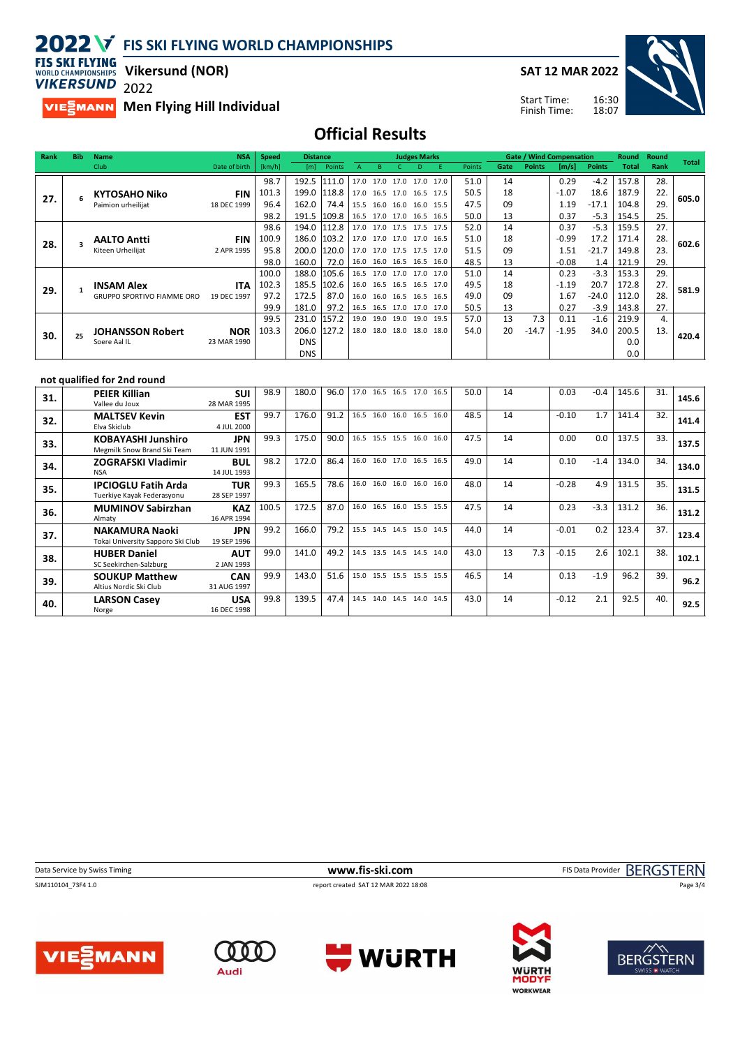# 2022 FIS SKI FLYING WORLD CHAMPIONSHIPS

**Vikersund (NOR)**

**Men Flying Hill Individual**

SAT 12 MAR 2022

Start Time: 16:30
Finish Time: 18:07

## Official Results

| Rank | Bib | Name / Club | NSA / Date of birth | Speed [km/h] | Distance [m] | Distance Points | Judges A | B | C | D | E | Judges Points | Gate | Gate Points | Wind [m/s] | Wind Points | Round Total | Round Rank | Total |
|---|---|---|---|---|---|---|---|---|---|---|---|---|---|---|---|---|---|---|---|
| 27. | 6 | **KYTOSAHO Niko** Paimion urheilijat | **FIN** 18 DEC 1999 | 98.7 | 192.5 | 111.0 | 17.0 | 17.0 | 17.0 | 17.0 | 17.0 | 51.0 | 14 | | 0.29 | -4.2 | 157.8 | 28. | 605.0 |
| | | | | 101.3 | 199.0 | 118.8 | 17.0 | 16.5 | 17.0 | 16.5 | 17.5 | 50.5 | 18 | | -1.07 | 18.6 | 187.9 | 22. | |
| | | | | 96.4 | 162.0 | 74.4 | 15.5 | 16.0 | 16.0 | 16.0 | 15.5 | 47.5 | 09 | | 1.19 | -17.1 | 104.8 | 29. | |
| | | | | 98.2 | 191.5 | 109.8 | 16.5 | 17.0 | 17.0 | 16.5 | 16.5 | 50.0 | 13 | | 0.37 | -5.3 | 154.5 | 25. | |
| 28. | 3 | **AALTO Antti** Kiteen Urheilijat | **FIN** 2 APR 1995 | 98.6 | 194.0 | 112.8 | 17.0 | 17.0 | 17.5 | 17.5 | 17.5 | 52.0 | 14 | | 0.37 | -5.3 | 159.5 | 27. | 602.6 |
| | | | | 100.9 | 186.0 | 103.2 | 17.0 | 17.0 | 17.0 | 17.0 | 16.5 | 51.0 | 18 | | -0.99 | 17.2 | 171.4 | 28. | |
| | | | | 95.8 | 200.0 | 120.0 | 17.0 | 17.0 | 17.5 | 17.5 | 17.0 | 51.5 | 09 | | 1.51 | -21.7 | 149.8 | 23. | |
| | | | | 98.0 | 160.0 | 72.0 | 16.0 | 16.0 | 16.5 | 16.5 | 16.0 | 48.5 | 13 | | -0.08 | 1.4 | 121.9 | 29. | |
| 29. | 1 | **INSAM Alex** GRUPPO SPORTIVO FIAMME ORO | **ITA** 19 DEC 1997 | 100.0 | 188.0 | 105.6 | 16.5 | 17.0 | 17.0 | 17.0 | 17.0 | 51.0 | 14 | | 0.23 | -3.3 | 153.3 | 29. | 581.9 |
| | | | | 102.3 | 185.5 | 102.6 | 16.0 | 16.5 | 16.5 | 16.5 | 17.0 | 49.5 | 18 | | -1.19 | 20.7 | 172.8 | 27. | |
| | | | | 97.2 | 172.5 | 87.0 | 16.0 | 16.0 | 16.5 | 16.5 | 16.5 | 49.0 | 09 | | 1.67 | -24.0 | 112.0 | 28. | |
| | | | | 99.9 | 181.0 | 97.2 | 16.5 | 16.5 | 17.0 | 17.0 | 17.0 | 50.5 | 13 | | 0.27 | -3.9 | 143.8 | 27. | |
| 30. | 25 | **JOHANSSON Robert** Soere Aal IL | **NOR** 23 MAR 1990 | 99.5 | 231.0 | 157.2 | 19.0 | 19.0 | 19.0 | 19.0 | 19.5 | 57.0 | 13 | 7.3 | 0.11 | -1.6 | 219.9 | 4. | 420.4 |
| | | | | 103.3 | 206.0 | 127.2 | 18.0 | 18.0 | 18.0 | 18.0 | 18.0 | 54.0 | 20 | -14.7 | -1.95 | 34.0 | 200.5 | 13. | |
| | | | | | DNS | | | | | | | | | | | | 0.0 | | |
| | | | | | DNS | | | | | | | | | | | | 0.0 | | |

### not qualified for 2nd round

| Rank | Name / Club | NSA / Date of birth | Speed [km/h] | Distance [m] | Distance Points | Judges A | B | C | D | E | Judges Points | Gate | Gate Points | Wind [m/s] | Wind Points | Round Total | Round Rank | Total |
|---|---|---|---|---|---|---|---|---|---|---|---|---|---|---|---|---|---|---|
| 31. | **PEIER Killian** Vallee du Joux | **SUI** 28 MAR 1995 | 98.9 | 180.0 | 96.0 | 17.0 | 16.5 | 16.5 | 17.0 | 16.5 | 50.0 | 14 | | 0.03 | -0.4 | 145.6 | 31. | 145.6 |
| 32. | **MALTSEV Kevin** Elva Skiclub | **EST** 4 JUL 2000 | 99.7 | 176.0 | 91.2 | 16.5 | 16.0 | 16.0 | 16.5 | 16.0 | 48.5 | 14 | | -0.10 | 1.7 | 141.4 | 32. | 141.4 |
| 33. | **KOBAYASHI Junshiro** Megmilk Snow Brand Ski Team | **JPN** 11 JUN 1991 | 99.3 | 175.0 | 90.0 | 16.5 | 15.5 | 15.5 | 16.0 | 16.0 | 47.5 | 14 | | 0.00 | 0.0 | 137.5 | 33. | 137.5 |
| 34. | **ZOGRAFSKI Vladimir** NSA | **BUL** 14 JUL 1993 | 98.2 | 172.0 | 86.4 | 16.0 | 16.0 | 17.0 | 16.5 | 16.5 | 49.0 | 14 | | 0.10 | -1.4 | 134.0 | 34. | 134.0 |
| 35. | **IPCIOGLU Fatih Arda** Tuerkiye Kayak Federasyonu | **TUR** 28 SEP 1997 | 99.3 | 165.5 | 78.6 | 16.0 | 16.0 | 16.0 | 16.0 | 16.0 | 48.0 | 14 | | -0.28 | 4.9 | 131.5 | 35. | 131.5 |
| 36. | **MUMINOV Sabirzhan** Almaty | **KAZ** 16 APR 1994 | 100.5 | 172.5 | 87.0 | 16.0 | 16.5 | 16.0 | 15.5 | 15.5 | 47.5 | 14 | | 0.23 | -3.3 | 131.2 | 36. | 131.2 |
| 37. | **NAKAMURA Naoki** Tokai University Sapporo Ski Club | **JPN** 19 SEP 1996 | 99.2 | 166.0 | 79.2 | 15.5 | 14.5 | 14.5 | 15.0 | 14.5 | 44.0 | 14 | | -0.01 | 0.2 | 123.4 | 37. | 123.4 |
| 38. | **HUBER Daniel** SC Seekirchen-Salzburg | **AUT** 2 JAN 1993 | 99.0 | 141.0 | 49.2 | 14.5 | 13.5 | 14.5 | 14.5 | 14.0 | 43.0 | 13 | 7.3 | -0.15 | 2.6 | 102.1 | 38. | 102.1 |
| 39. | **SOUKUP Matthew** Altius Nordic Ski Club | **CAN** 31 AUG 1997 | 99.9 | 143.0 | 51.6 | 15.0 | 15.5 | 15.5 | 15.5 | 15.5 | 46.5 | 14 | | 0.13 | -1.9 | 96.2 | 39. | 96.2 |
| 40. | **LARSON Casey** Norge | **USA** 16 DEC 1998 | 99.8 | 139.5 | 47.4 | 14.5 | 14.0 | 14.5 | 14.0 | 14.5 | 43.0 | 14 | | -0.12 | 2.1 | 92.5 | 40. | 92.5 |

Data Service by Swiss Timing — www.fis-ski.com — FIS Data Provider BERGSTERN

SJM110104_73F4 1.0 — report created SAT 12 MAR 2022 18:08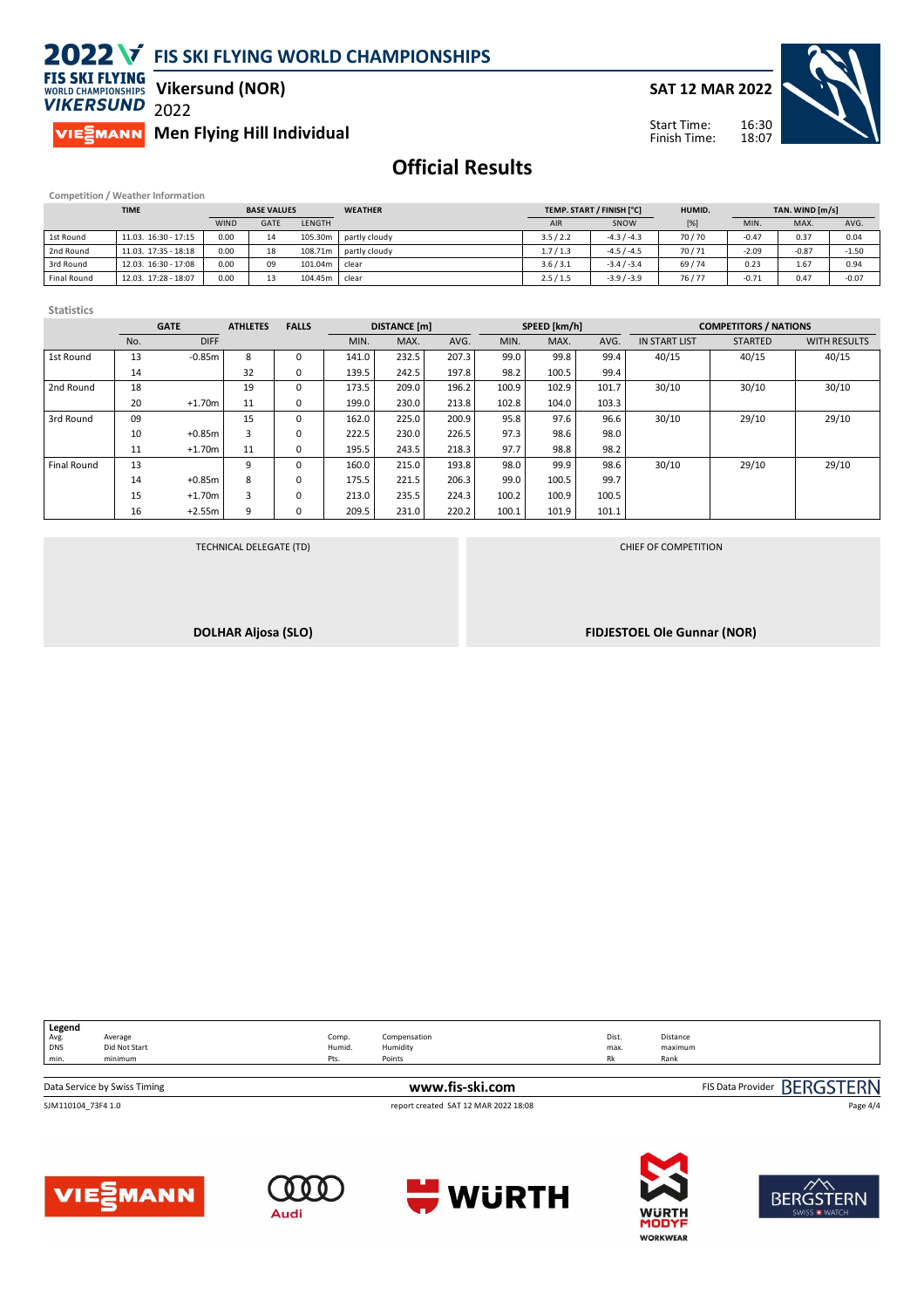# 2022 FIS SKI FLYING WORLD CHAMPIONSHIPS

**Vikersund (NOR)**

2022

**Men Flying Hill Individual**

**SAT 12 MAR 2022**

Start Time: 16:30
Finish Time: 18:07

## Official Results

**Competition / Weather Information**

| TIME | | BASE VALUES | | | WEATHER | TEMP. START / FINISH [°C] | | HUMID. | TAN. WIND [m/s] | | |
|---|---|---|---|---|---|---|---|---|---|---|---|
| | | WIND | GATE | LENGTH | | AIR | SNOW | [%] | MIN. | MAX. | AVG. |
| 1st Round | 11.03. 16:30 - 17:15 | 0.00 | 14 | 105.30m | partly cloudy | 3.5 / 2.2 | -4.3 / -4.3 | 70 / 70 | -0.47 | 0.37 | 0.04 |
| 2nd Round | 11.03. 17:35 - 18:18 | 0.00 | 18 | 108.71m | partly cloudy | 1.7 / 1.3 | -4.5 / -4.5 | 70 / 71 | -2.09 | -0.87 | -1.50 |
| 3rd Round | 12.03. 16:30 - 17:08 | 0.00 | 09 | 101.04m | clear | 3.6 / 3.1 | -3.4 / -3.4 | 69 / 74 | 0.23 | 1.67 | 0.94 |
| Final Round | 12.03. 17:28 - 18:07 | 0.00 | 13 | 104.45m | clear | 2.5 / 1.5 | -3.9 / -3.9 | 76 / 77 | -0.71 | 0.47 | -0.07 |

**Statistics**

| | GATE | | ATHLETES | FALLS | DISTANCE [m] | | | SPEED [km/h] | | | COMPETITORS / NATIONS | | |
|---|---|---|---|---|---|---|---|---|---|---|---|---|---|
| | No. | DIFF | | | MIN. | MAX. | AVG. | MIN. | MAX. | AVG. | IN START LIST | STARTED | WITH RESULTS |
| 1st Round | 13 | -0.85m | 8 | 0 | 141.0 | 232.5 | 207.3 | 99.0 | 99.8 | 99.4 | 40/15 | 40/15 | 40/15 |
| | 14 | | 32 | 0 | 139.5 | 242.5 | 197.8 | 98.2 | 100.5 | 99.4 | | | |
| 2nd Round | 18 | | 19 | 0 | 173.5 | 209.0 | 196.2 | 100.9 | 102.9 | 101.7 | 30/10 | 30/10 | 30/10 |
| | 20 | +1.70m | 11 | 0 | 199.0 | 230.0 | 213.8 | 102.8 | 104.0 | 103.3 | | | |
| 3rd Round | 09 | | 15 | 0 | 162.0 | 225.0 | 200.9 | 95.8 | 97.6 | 96.6 | 30/10 | 29/10 | 29/10 |
| | 10 | +0.85m | 3 | 0 | 222.5 | 230.0 | 226.5 | 97.3 | 98.6 | 98.0 | | | |
| | 11 | +1.70m | 11 | 0 | 195.5 | 243.5 | 218.3 | 97.7 | 98.8 | 98.2 | | | |
| Final Round | 13 | | 9 | 0 | 160.0 | 215.0 | 193.8 | 98.0 | 99.9 | 98.6 | 30/10 | 29/10 | 29/10 |
| | 14 | +0.85m | 8 | 0 | 175.5 | 221.5 | 206.3 | 99.0 | 100.5 | 99.7 | | | |
| | 15 | +1.70m | 3 | 0 | 213.0 | 235.5 | 224.3 | 100.2 | 100.9 | 100.5 | | | |
| | 16 | +2.55m | 9 | 0 | 209.5 | 231.0 | 220.2 | 100.1 | 101.9 | 101.1 | | | |

| TECHNICAL DELEGATE (TD) | CHIEF OF COMPETITION |
|---|---|
| **DOLHAR Aljosa (SLO)** | **FIDJESTOEL Ole Gunnar (NOR)** |

**Legend**

| | | | | | |
|---|---|---|---|---|---|
| Avg. | Average | Comp. | Compensation | Dist. | Distance |
| DNS | Did Not Start | Humid. | Humidity | max. | maximum |
| min. | minimum | Pts. | Points | Rk | Rank |

Data Service by Swiss Timing | www.fis-ski.com | FIS Data Provider BERGSTERN

SJM110104_73F4 1.0 | report created SAT 12 MAR 2022 18:08